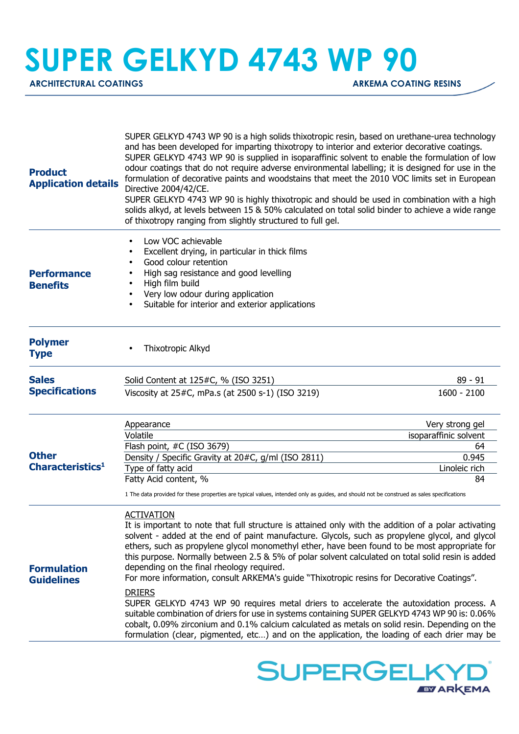# SUPER GELKYD 4743 WP 90

**ARCHITECTURAL COATINGS** — **ARKEMA COATING RESINS**

## Product Application details

SUPER GELKYD 4743 WP 90 is a high solids thixotropic resin, based on urethane-urea technology and has been developed for imparting thixotropy to interior and exterior decorative coatings. SUPER GELKYD 4743 WP 90 is supplied in isoparaffinic solvent to enable the formulation of low odour coatings that do not require adverse environmental labelling; it is designed for use in the formulation of decorative paints and woodstains that meet the 2010 VOC limits set in European Directive 2004/42/CE.
SUPER GELKYD 4743 WP 90 is highly thixotropic and should be used in combination with a high solids alkyd, at levels between 15 & 50% calculated on total solid binder to achieve a wide range of thixotropy ranging from slightly structured to full gel.

## Performance Benefits

- Low VOC achievable
- Excellent drying, in particular in thick films
- Good colour retention
- High sag resistance and good levelling
- High film build
- Very low odour during application
- Suitable for interior and exterior applications

## Polymer Type

- Thixotropic Alkyd

## Sales Specifications

| Property | Value |
|---|---|
| Solid Content at 125#C, % (ISO 3251) | 89 - 91 |
| Viscosity at 25#C, mPa.s (at 2500 s-1) (ISO 3219) | 1600 - 2100 |

## Other Characteristics[1]

| Property | Value |
|---|---|
| Appearance | Very strong gel |
| Volatile | isoparaffinic solvent |
| Flash point, #C (ISO 3679) | 64 |
| Density / Specific Gravity at 20#C, g/ml (ISO 2811) | 0.945 |
| Type of fatty acid | Linoleic rich |
| Fatty Acid content, % | 84 |

1 The data provided for these properties are typical values, intended only as guides, and should not be construed as sales specifications

## Formulation Guidelines

ACTIVATION

It is important to note that full structure is attained only with the addition of a polar activating solvent - added at the end of paint manufacture. Glycols, such as propylene glycol, and glycol ethers, such as propylene glycol monomethyl ether, have been found to be most appropriate for this purpose. Normally between 2.5 & 5% of polar solvent calculated on total solid resin is added depending on the final rheology required.
For more information, consult ARKEMA's guide "Thixotropic resins for Decorative Coatings".

DRIERS

SUPER GELKYD 4743 WP 90 requires metal driers to accelerate the autoxidation process. A suitable combination of driers for use in systems containing SUPER GELKYD 4743 WP 90 is: 0.06% cobalt, 0.09% zirconium and 0.1% calcium calculated as metals on solid resin. Depending on the formulation (clear, pigmented, etc…) and on the application, the loading of each drier may be

SUPERGELKYD® BY ARKEMA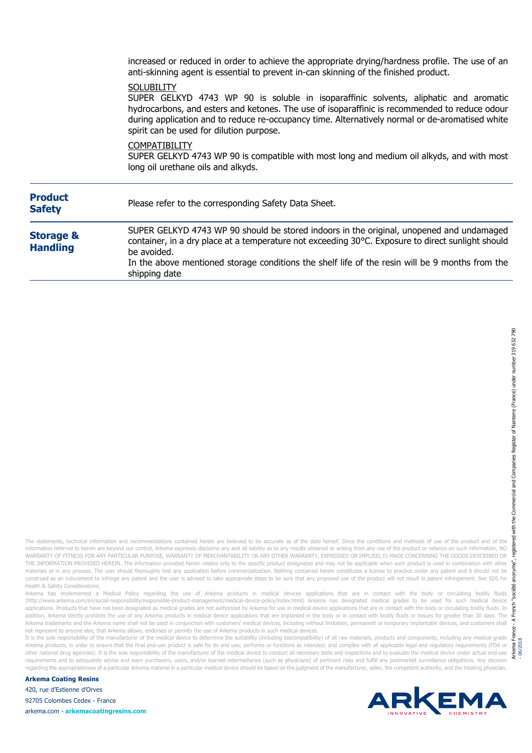increased or reduced in order to achieve the appropriate drying/hardness profile. The use of an anti-skinning agent is essential to prevent in-can skinning of the finished product.

SOLUBILITY

SUPER GELKYD 4743 WP 90 is soluble in isoparaffinic solvents, aliphatic and aromatic hydrocarbons, and esters and ketones. The use of isoparaffinic is recommended to reduce odour during application and to reduce re-occupancy time. Alternatively normal or de-aromatised white spirit can be used for dilution purpose.

COMPATIBILITY

SUPER GELKYD 4743 WP 90 is compatible with most long and medium oil alkyds, and with most long oil urethane oils and alkyds.

## Product Safety

Please refer to the corresponding Safety Data Sheet.

## Storage & Handling

SUPER GELKYD 4743 WP 90 should be stored indoors in the original, unopened and undamaged container, in a dry place at a temperature not exceeding 30°C. Exposure to direct sunlight should be avoided.

In the above mentioned storage conditions the shelf life of the resin will be 9 months from the shipping date

The statements, technical information and recommendations contained herein are believed to be accurate as of the date hereof. Since the conditions and methods of use of the product and of the information referred to herein are beyond our control, Arkema expressly disclaims any and all liability as to any results obtained or arising from any use of the product or reliance on such information; NO WARRANTY OF FITNESS FOR ANY PARTICULAR PURPOSE, WARRANTY OF MERCHANTABILITY OR ANY OTHER WARRANTY, EXPRESSED OR IMPLIED, IS MADE CONCERNING THE GOODS DESCRIBED OR THE INFORMATION PROVIDED HEREIN. The information provided herein relates only to the specific product designated and may not be applicable when such product is used in combination with other materials or in any process. The user should thoroughly test any application before commercialization. Nothing contained herein constitutes a license to practice under any patent and it should not be construed as an inducement to infringe any patent and the user is advised to take appropriate steps to be sure that any proposed use of the product will not result in patent infringement. See SDS for Health & Safety Considerations.

Arkema has implemented a Medical Policy regarding the use of Arkema products in medical devices applications that are in contact with the body or circulating bodily fluids (http://www.arkema.com/en/social-responsibility/responsible-product-management/medical-device-policy/index.html) Arkema has designated medical grades to be used for such medical device applications. Products that have not been designated as medical grades are not authorized by Arkema for use in medical device applications that are in contact with the body or circulating bodily fluids. In addition, Arkema strictly prohibits the use of any Arkema products in medical device applications that are implanted in the body or in contact with bodily fluids or tissues for greater than 30 days. The Arkema trademarks and the Arkema name shall not be used in conjunction with customers' medical devices, including without limitation, permanent or temporary implantable devices, and customers shall not represent to anyone else, that Arkema allows, endorses or permits the use of Arkema products in such medical devices.

It is the sole responsibility of the manufacturer of the medical device to determine the suitability (including biocompatibility) of all raw materials, products and components, including any medical grade Arkema products, in order to ensure that the final end-use product is safe for its end use; performs or functions as intended; and complies with all applicable legal and regulatory requirements (FDA or other national drug agencies). It is the sole responsibility of the manufacturer of the medical device to conduct all necessary tests and inspections and to evaluate the medical device under actual end-use requirements and to adequately advise and warn purchasers, users, and/or learned intermediaries (such as physicians) of pertinent risks and fulfill any postmarket surveillance obligations. Any decision regarding the appropriateness of a particular Arkema material in a particular medical device should be based on the judgment of the manufacturer, seller, the competent authority, and the treating physician.

**Arkema Coating Resins**
420, rue d'Estienne d'Orves
92705 Colombes Cedex - France
arkema.com - **arkemacoatingresins.com**

Arkema France - A French "société anonyme", registered with the Commercial and Companies Register of Nanterre (France) under number 319 632 790 - 06/2018